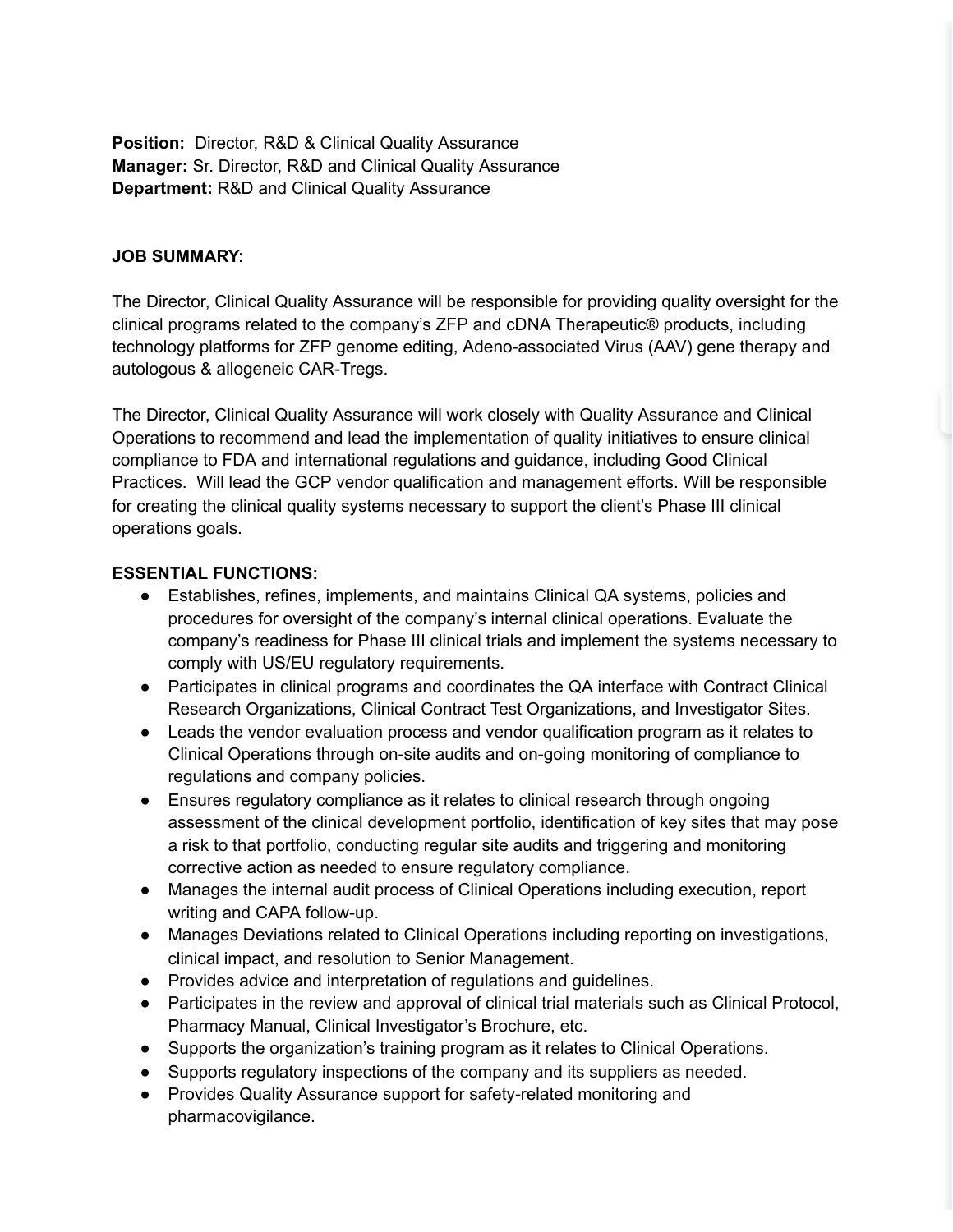**Position:** Director, R&D & Clinical Quality Assurance
**Manager:** Sr. Director, R&D and Clinical Quality Assurance
**Department:** R&D and Clinical Quality Assurance

**JOB SUMMARY:**

The Director, Clinical Quality Assurance will be responsible for providing quality oversight for the clinical programs related to the company's ZFP and cDNA Therapeutic® products, including technology platforms for ZFP genome editing, Adeno-associated Virus (AAV) gene therapy and autologous & allogeneic CAR-Tregs.

The Director, Clinical Quality Assurance will work closely with Quality Assurance and Clinical Operations to recommend and lead the implementation of quality initiatives to ensure clinical compliance to FDA and international regulations and guidance, including Good Clinical Practices. Will lead the GCP vendor qualification and management efforts. Will be responsible for creating the clinical quality systems necessary to support the client's Phase III clinical operations goals.

**ESSENTIAL FUNCTIONS:**

- Establishes, refines, implements, and maintains Clinical QA systems, policies and procedures for oversight of the company's internal clinical operations. Evaluate the company's readiness for Phase III clinical trials and implement the systems necessary to comply with US/EU regulatory requirements.
- Participates in clinical programs and coordinates the QA interface with Contract Clinical Research Organizations, Clinical Contract Test Organizations, and Investigator Sites.
- Leads the vendor evaluation process and vendor qualification program as it relates to Clinical Operations through on-site audits and on-going monitoring of compliance to regulations and company policies.
- Ensures regulatory compliance as it relates to clinical research through ongoing assessment of the clinical development portfolio, identification of key sites that may pose a risk to that portfolio, conducting regular site audits and triggering and monitoring corrective action as needed to ensure regulatory compliance.
- Manages the internal audit process of Clinical Operations including execution, report writing and CAPA follow-up.
- Manages Deviations related to Clinical Operations including reporting on investigations, clinical impact, and resolution to Senior Management.
- Provides advice and interpretation of regulations and guidelines.
- Participates in the review and approval of clinical trial materials such as Clinical Protocol, Pharmacy Manual, Clinical Investigator's Brochure, etc.
- Supports the organization's training program as it relates to Clinical Operations.
- Supports regulatory inspections of the company and its suppliers as needed.
- Provides Quality Assurance support for safety-related monitoring and pharmacovigilance.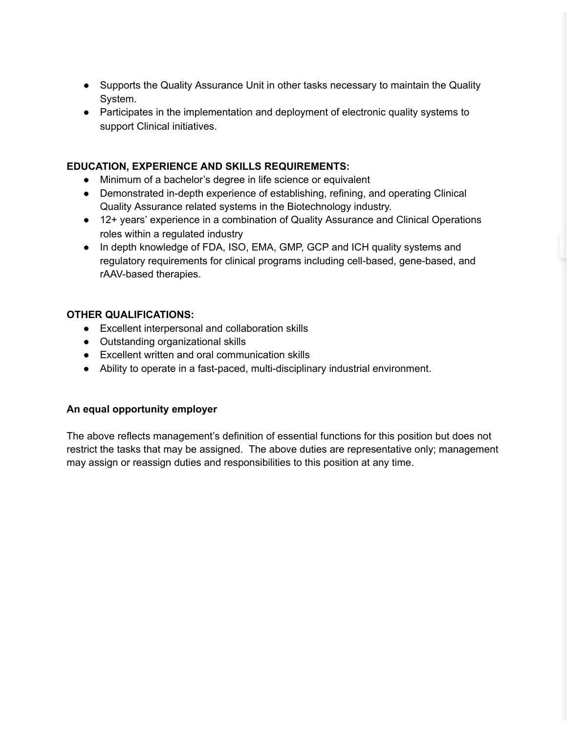- Supports the Quality Assurance Unit in other tasks necessary to maintain the Quality System.
- Participates in the implementation and deployment of electronic quality systems to support Clinical initiatives.

**EDUCATION, EXPERIENCE AND SKILLS REQUIREMENTS:**

- Minimum of a bachelor's degree in life science or equivalent
- Demonstrated in-depth experience of establishing, refining, and operating Clinical Quality Assurance related systems in the Biotechnology industry.
- 12+ years' experience in a combination of Quality Assurance and Clinical Operations roles within a regulated industry
- In depth knowledge of FDA, ISO, EMA, GMP, GCP and ICH quality systems and regulatory requirements for clinical programs including cell-based, gene-based, and rAAV-based therapies.

**OTHER QUALIFICATIONS:**

- Excellent interpersonal and collaboration skills
- Outstanding organizational skills
- Excellent written and oral communication skills
- Ability to operate in a fast-paced, multi-disciplinary industrial environment.

**An equal opportunity employer**

The above reflects management's definition of essential functions for this position but does not restrict the tasks that may be assigned. The above duties are representative only; management may assign or reassign duties and responsibilities to this position at any time.